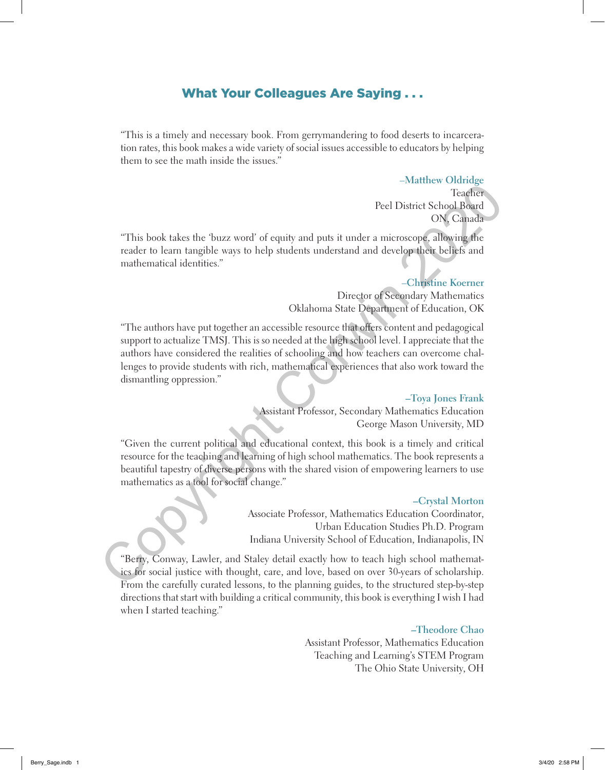## What Your Colleagues Are Saying . . .

"This is a timely and necessary book. From gerrymandering to food deserts to incarceration rates, this book makes a wide variety of social issues accessible to educators by helping them to see the math inside the issues."

–**Matthew Oldridge**
Teacher
Peel District School Board
ON, Canada

"This book takes the 'buzz word' of equity and puts it under a microscope, allowing the reader to learn tangible ways to help students understand and develop their beliefs and mathematical identities."

–**Christine Koerner**
Director of Secondary Mathematics
Oklahoma State Department of Education, OK

"The authors have put together an accessible resource that offers content and pedagogical support to actualize TMSJ. This is so needed at the high school level. I appreciate that the authors have considered the realities of schooling and how teachers can overcome challenges to provide students with rich, mathematical experiences that also work toward the dismantling oppression."

–**Toya Jones Frank**
Assistant Professor, Secondary Mathematics Education
George Mason University, MD

"Given the current political and educational context, this book is a timely and critical resource for the teaching and learning of high school mathematics. The book represents a beautiful tapestry of diverse persons with the shared vision of empowering learners to use mathematics as a tool for social change."

–**Crystal Morton**
Associate Professor, Mathematics Education Coordinator,
Urban Education Studies Ph.D. Program
Indiana University School of Education, Indianapolis, IN

"Berry, Conway, Lawler, and Staley detail exactly how to teach high school mathematics for social justice with thought, care, and love, based on over 30-years of scholarship. From the carefully curated lessons, to the planning guides, to the structured step-by-step directions that start with building a critical community, this book is everything I wish I had when I started teaching."

–**Theodore Chao**
Assistant Professor, Mathematics Education
Teaching and Learning's STEM Program
The Ohio State University, OH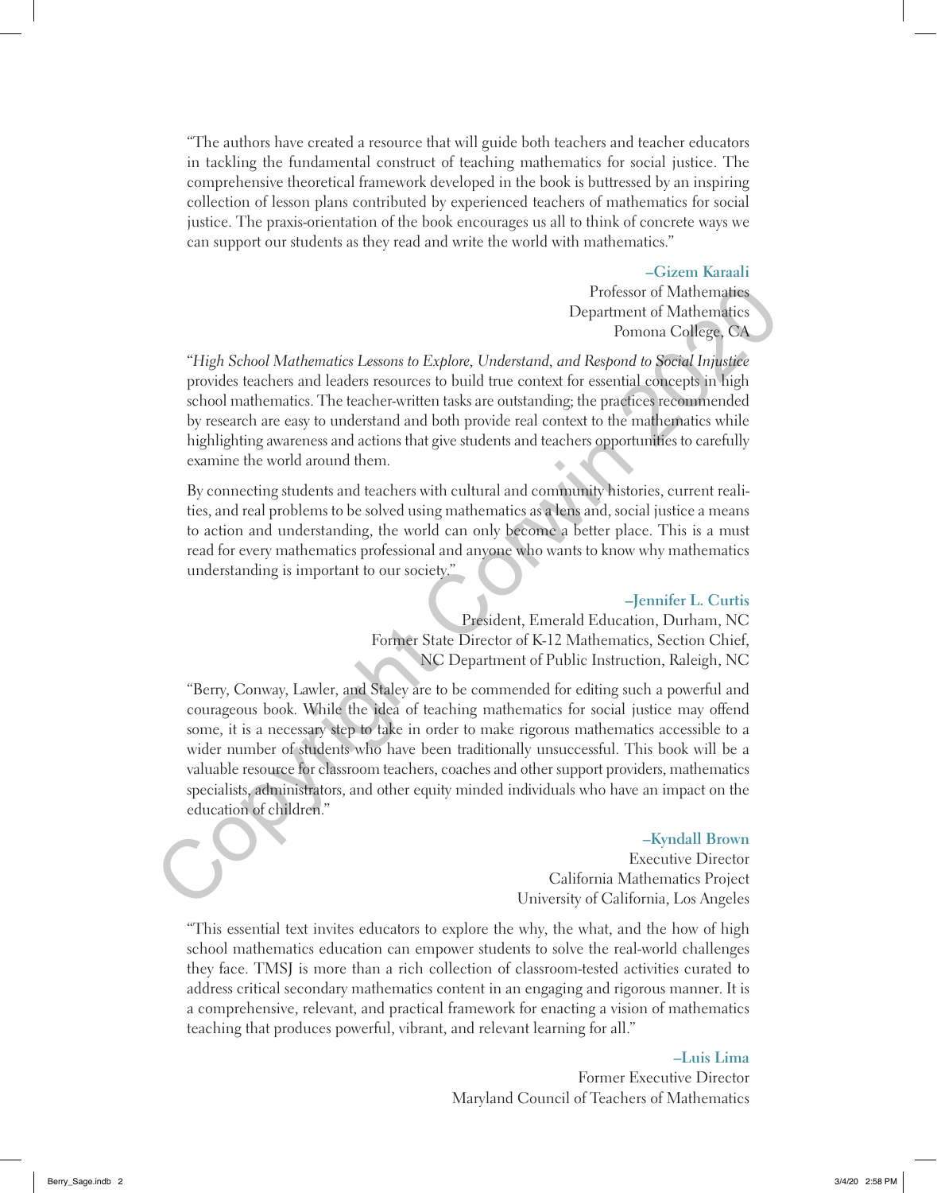"The authors have created a resource that will guide both teachers and teacher educators in tackling the fundamental construct of teaching mathematics for social justice. The comprehensive theoretical framework developed in the book is buttressed by an inspiring collection of lesson plans contributed by experienced teachers of mathematics for social justice. The praxis-orientation of the book encourages us all to think of concrete ways we can support our students as they read and write the world with mathematics."

**–Gizem Karaali**
Professor of Mathematics
Department of Mathematics
Pomona College, CA

"*High School Mathematics Lessons to Explore, Understand, and Respond to Social Injustice* provides teachers and leaders resources to build true context for essential concepts in high school mathematics. The teacher-written tasks are outstanding; the practices recommended by research are easy to understand and both provide real context to the mathematics while highlighting awareness and actions that give students and teachers opportunities to carefully examine the world around them.

By connecting students and teachers with cultural and community histories, current realities, and real problems to be solved using mathematics as a lens and, social justice a means to action and understanding, the world can only become a better place. This is a must read for every mathematics professional and anyone who wants to know why mathematics understanding is important to our society."

**–Jennifer L. Curtis**
President, Emerald Education, Durham, NC
Former State Director of K-12 Mathematics, Section Chief,
NC Department of Public Instruction, Raleigh, NC

"Berry, Conway, Lawler, and Staley are to be commended for editing such a powerful and courageous book. While the idea of teaching mathematics for social justice may offend some, it is a necessary step to take in order to make rigorous mathematics accessible to a wider number of students who have been traditionally unsuccessful. This book will be a valuable resource for classroom teachers, coaches and other support providers, mathematics specialists, administrators, and other equity minded individuals who have an impact on the education of children."

**–Kyndall Brown**
Executive Director
California Mathematics Project
University of California, Los Angeles

"This essential text invites educators to explore the why, the what, and the how of high school mathematics education can empower students to solve the real-world challenges they face. TMSJ is more than a rich collection of classroom-tested activities curated to address critical secondary mathematics content in an engaging and rigorous manner. It is a comprehensive, relevant, and practical framework for enacting a vision of mathematics teaching that produces powerful, vibrant, and relevant learning for all."

**–Luis Lima**
Former Executive Director
Maryland Council of Teachers of Mathematics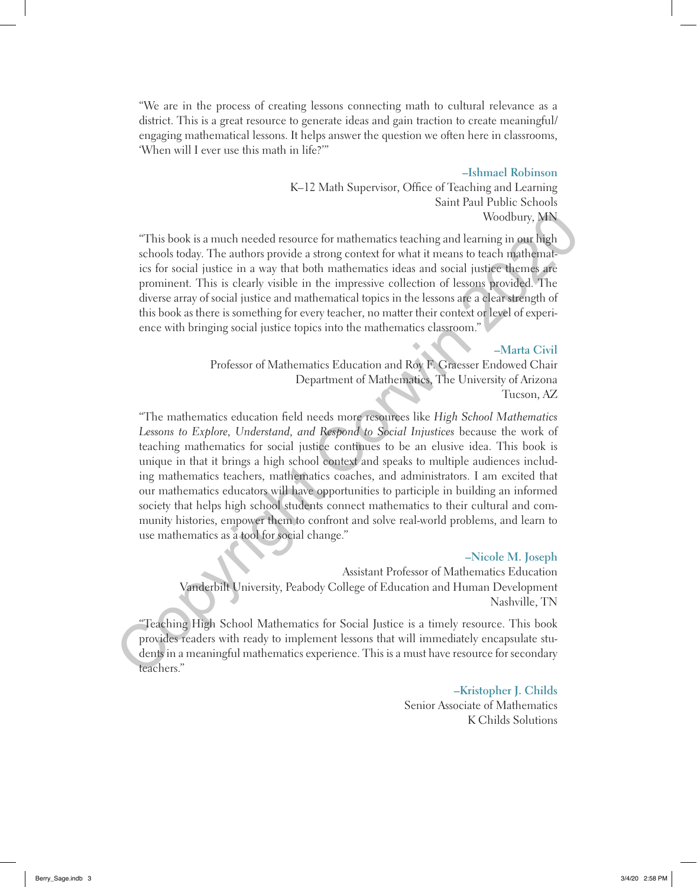"We are in the process of creating lessons connecting math to cultural relevance as a district. This is a great resource to generate ideas and gain traction to create meaningful/engaging mathematical lessons. It helps answer the question we often here in classrooms, 'When will I ever use this math in life?'"

**–Ishmael Robinson**  
K–12 Math Supervisor, Office of Teaching and Learning  
Saint Paul Public Schools  
Woodbury, MN

"This book is a much needed resource for mathematics teaching and learning in our high schools today. The authors provide a strong context for what it means to teach mathematics for social justice in a way that both mathematics ideas and social justice themes are prominent. This is clearly visible in the impressive collection of lessons provided. The diverse array of social justice and mathematical topics in the lessons are a clear strength of this book as there is something for every teacher, no matter their context or level of experience with bringing social justice topics into the mathematics classroom."

**–Marta Civil**  
Professor of Mathematics Education and Roy F. Graesser Endowed Chair  
Department of Mathematics, The University of Arizona  
Tucson, AZ

"The mathematics education field needs more resources like *High School Mathematics Lessons to Explore, Understand, and Respond to Social Injustices* because the work of teaching mathematics for social justice continues to be an elusive idea. This book is unique in that it brings a high school context and speaks to multiple audiences including mathematics teachers, mathematics coaches, and administrators. I am excited that our mathematics educators will have opportunities to participle in building an informed society that helps high school students connect mathematics to their cultural and community histories, empower them to confront and solve real-world problems, and learn to use mathematics as a tool for social change."

**–Nicole M. Joseph**  
Assistant Professor of Mathematics Education  
Vanderbilt University, Peabody College of Education and Human Development  
Nashville, TN

"Teaching High School Mathematics for Social Justice is a timely resource. This book provides readers with ready to implement lessons that will immediately encapsulate students in a meaningful mathematics experience. This is a must have resource for secondary teachers."

**–Kristopher J. Childs**  
Senior Associate of Mathematics  
K Childs Solutions